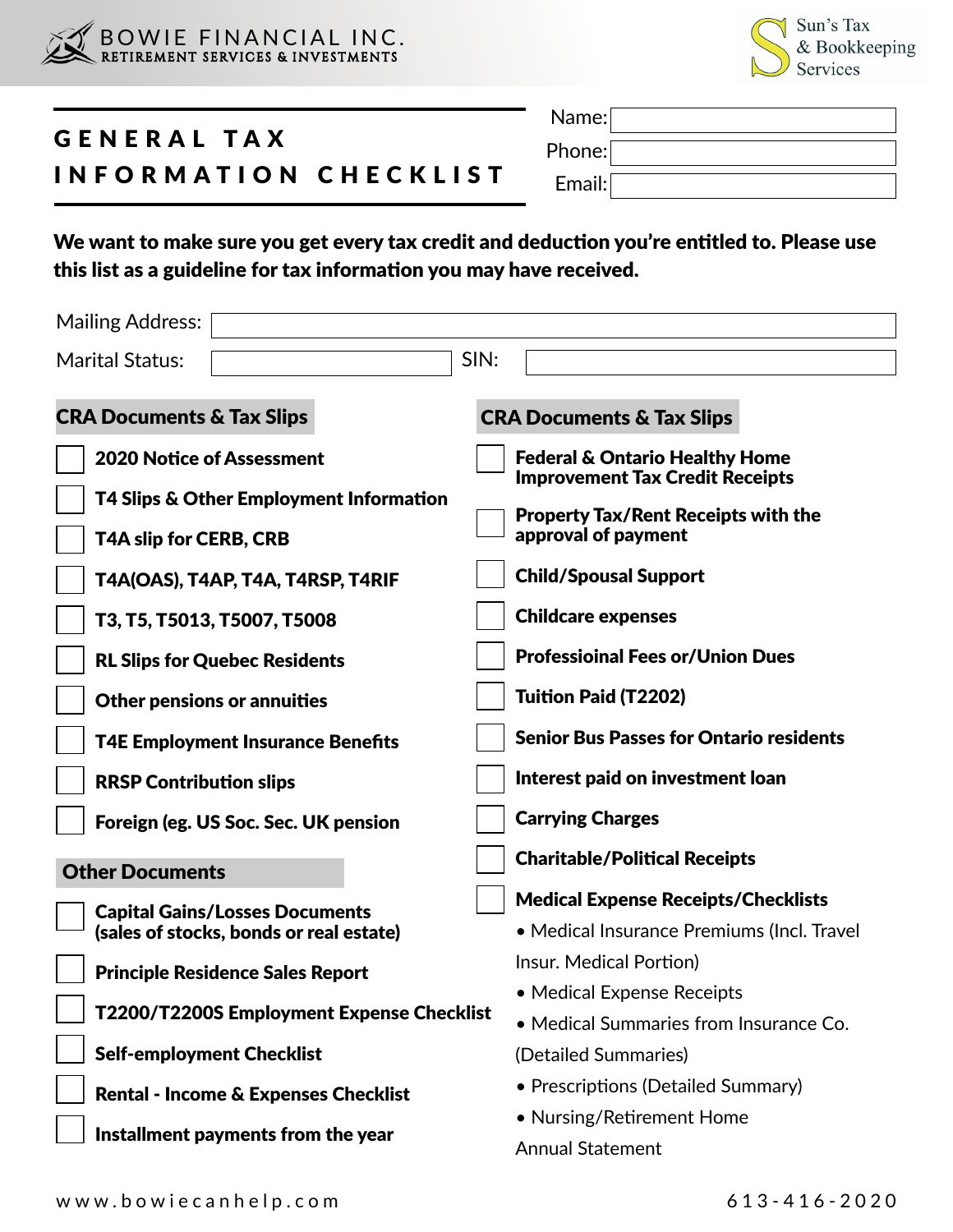BOWIE FINANCIAL INC.
RETIREMENT SERVICES & INVESTMENTS

Sun's Tax & Bookkeeping Services

# GENERAL TAX INFORMATION CHECKLIST

Name:

Phone:

Email:

**We want to make sure you get every tax credit and deduction you're entitled to. Please use this list as a guideline for tax information you may have received.**

Mailing Address:

Marital Status: SIN:

## CRA Documents & Tax Slips

- [ ] **2020 Notice of Assessment**
- [ ] **T4 Slips & Other Employment Information**
- [ ] **T4A slip for CERB, CRB**
- [ ] **T4A(OAS), T4AP, T4A, T4RSP, T4RIF**
- [ ] **T3, T5, T5013, T5007, T5008**
- [ ] **RL Slips for Quebec Residents**
- [ ] **Other pensions or annuities**
- [ ] **T4E Employment Insurance Benefits**
- [ ] **RRSP Contribution slips**
- [ ] **Foreign (eg. US Soc. Sec. UK pension**

## Other Documents

- [ ] **Capital Gains/Losses Documents (sales of stocks, bonds or real estate)**
- [ ] **Principle Residence Sales Report**
- [ ] **T2200/T2200S Employment Expense Checklist**
- [ ] **Self-employment Checklist**
- [ ] **Rental - Income & Expenses Checklist**
- [ ] **Installment payments from the year**

## CRA Documents & Tax Slips

- [ ] **Federal & Ontario Healthy Home Improvement Tax Credit Receipts**
- [ ] **Property Tax/Rent Receipts with the approval of payment**
- [ ] **Child/Spousal Support**
- [ ] **Childcare expenses**
- [ ] **Professioinal Fees or/Union Dues**
- [ ] **Tuition Paid (T2202)**
- [ ] **Senior Bus Passes for Ontario residents**
- [ ] **Interest paid on investment loan**
- [ ] **Carrying Charges**
- [ ] **Charitable/Political Receipts**
- [ ] **Medical Expense Receipts/Checklists**
  - Medical Insurance Premiums (Incl. Travel Insur. Medical Portion)
  - Medical Expense Receipts
  - Medical Summaries from Insurance Co. (Detailed Summaries)
  - Prescriptions (Detailed Summary)
  - Nursing/Retirement Home Annual Statement

www.bowiecanhelp.com 613-416-2020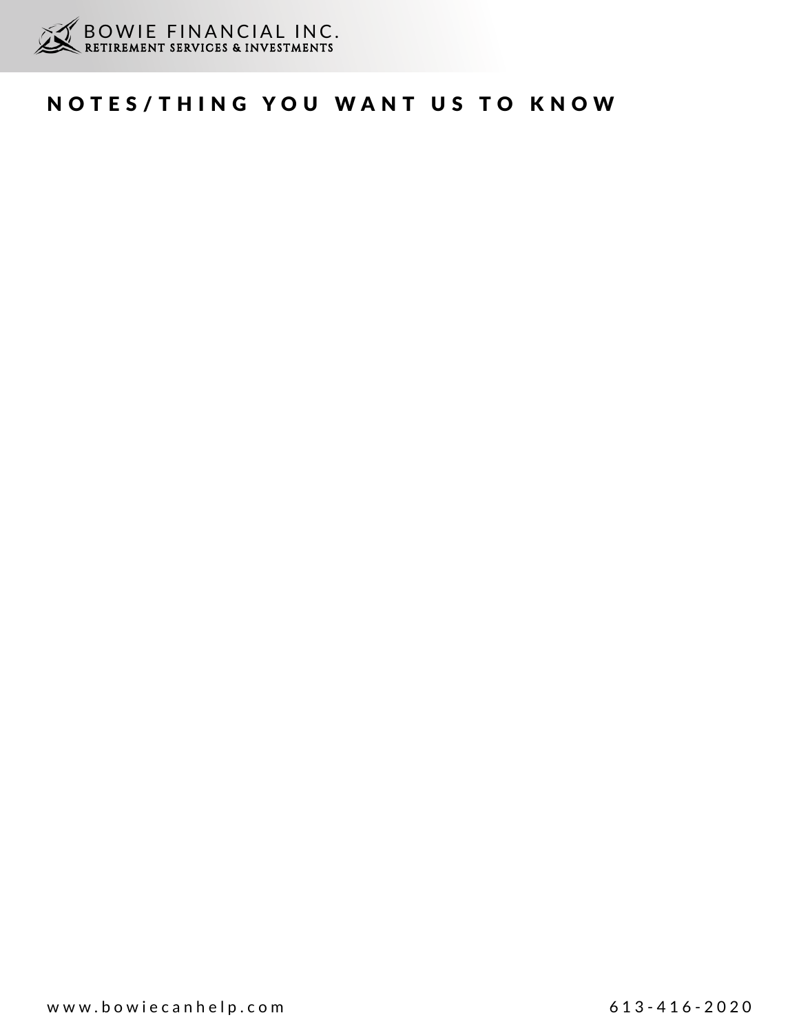## NOTES/THING YOU WANT US TO KNOW